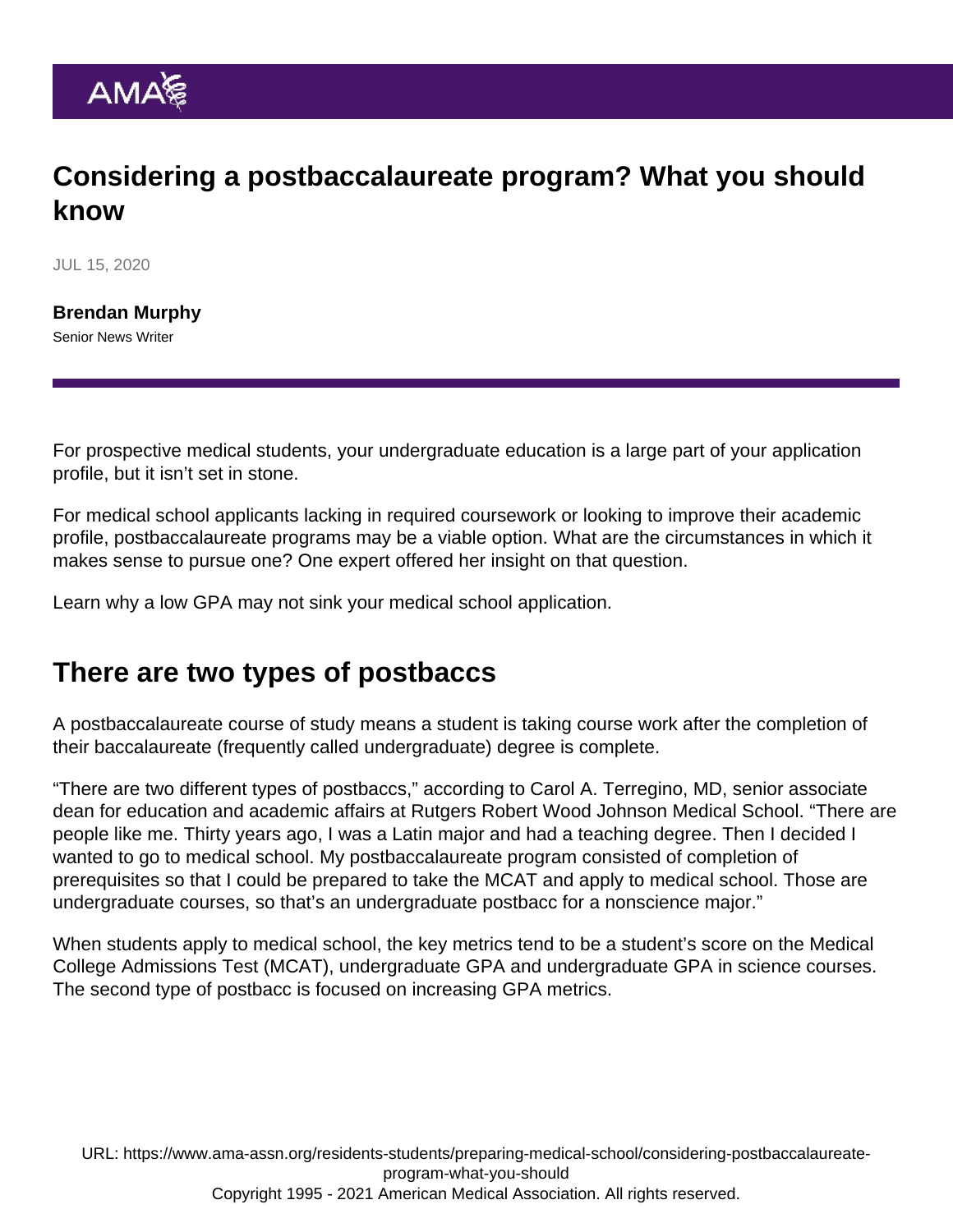# Considering a postbaccalaureate program? What you should know

JUL 15, 2020

**Brendan Murphy**
Senior News Writer

For prospective medical students, your undergraduate education is a large part of your application profile, but it isn't set in stone.

For medical school applicants lacking in required coursework or looking to improve their academic profile, postbaccalaureate programs may be a viable option. What are the circumstances in which it makes sense to pursue one? One expert offered her insight on that question.

Learn why a low GPA may not sink your medical school application.

## There are two types of postbaccs

A postbaccalaureate course of study means a student is taking course work after the completion of their baccalaureate (frequently called undergraduate) degree is complete.

"There are two different types of postbaccs," according to Carol A. Terregino, MD, senior associate dean for education and academic affairs at Rutgers Robert Wood Johnson Medical School. "There are people like me. Thirty years ago, I was a Latin major and had a teaching degree. Then I decided I wanted to go to medical school. My postbaccalaureate program consisted of completion of prerequisites so that I could be prepared to take the MCAT and apply to medical school. Those are undergraduate courses, so that's an undergraduate postbacc for a nonscience major."

When students apply to medical school, the key metrics tend to be a student's score on the Medical College Admissions Test (MCAT), undergraduate GPA and undergraduate GPA in science courses. The second type of postbacc is focused on increasing GPA metrics.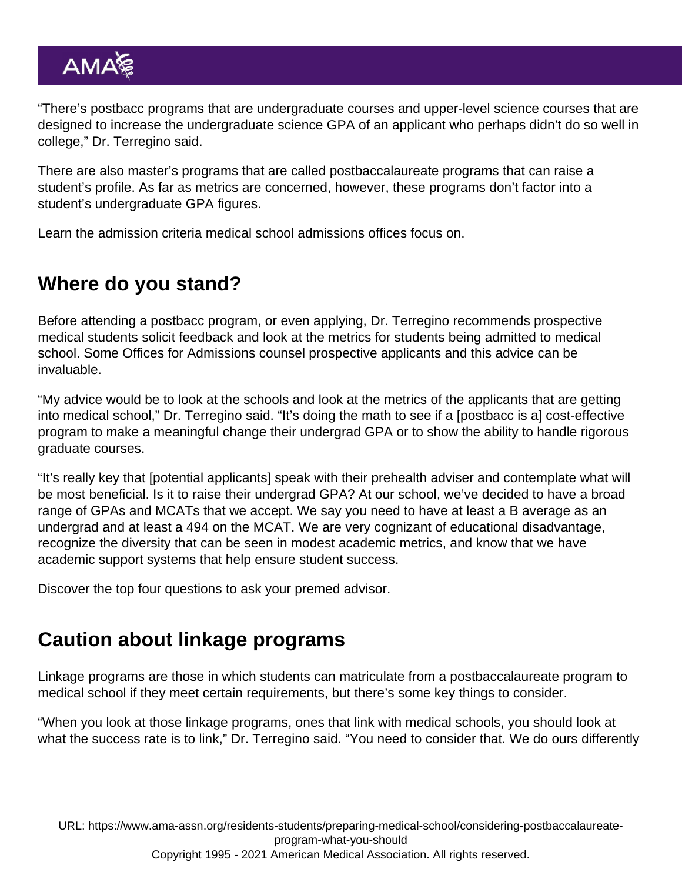"There's postbacc programs that are undergraduate courses and upper-level science courses that are designed to increase the undergraduate science GPA of an applicant who perhaps didn't do so well in college," Dr. Terregino said.

There are also master's programs that are called postbaccalaureate programs that can raise a student's profile. As far as metrics are concerned, however, these programs don't factor into a student's undergraduate GPA figures.

Learn the admission criteria medical school admissions offices focus on.

## Where do you stand?

Before attending a postbacc program, or even applying, Dr. Terregino recommends prospective medical students solicit feedback and look at the metrics for students being admitted to medical school. Some Offices for Admissions counsel prospective applicants and this advice can be invaluable.

"My advice would be to look at the schools and look at the metrics of the applicants that are getting into medical school," Dr. Terregino said. "It's doing the math to see if a [postbacc is a] cost-effective program to make a meaningful change their undergrad GPA or to show the ability to handle rigorous graduate courses.

"It's really key that [potential applicants] speak with their prehealth adviser and contemplate what will be most beneficial. Is it to raise their undergrad GPA? At our school, we've decided to have a broad range of GPAs and MCATs that we accept. We say you need to have at least a B average as an undergrad and at least a 494 on the MCAT. We are very cognizant of educational disadvantage, recognize the diversity that can be seen in modest academic metrics, and know that we have academic support systems that help ensure student success.

Discover the top four questions to ask your premed advisor.

## Caution about linkage programs

Linkage programs are those in which students can matriculate from a postbaccalaureate program to medical school if they meet certain requirements, but there's some key things to consider.

"When you look at those linkage programs, ones that link with medical schools, you should look at what the success rate is to link," Dr. Terregino said. "You need to consider that. We do ours differently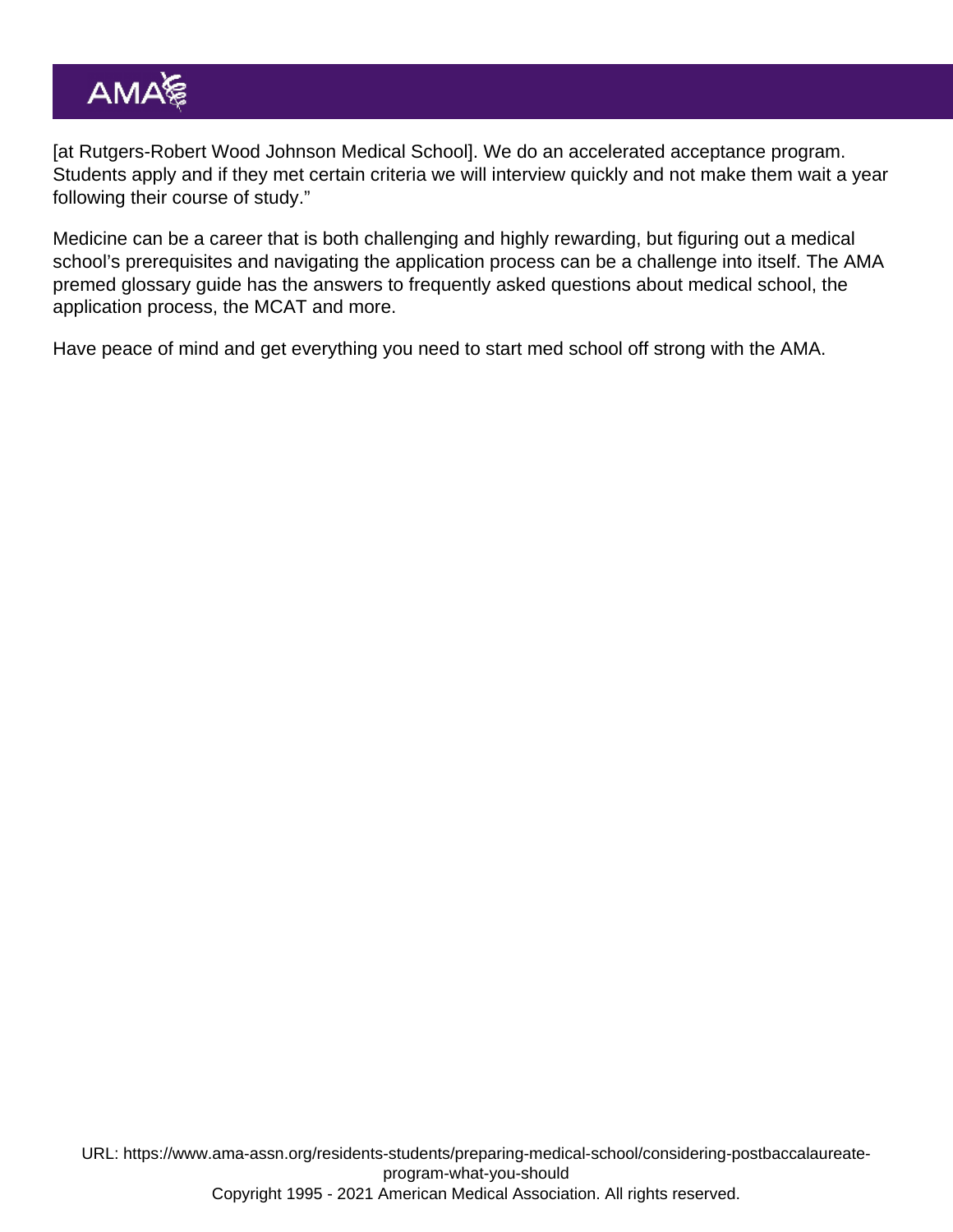[at Rutgers-Robert Wood Johnson Medical School]. We do an accelerated acceptance program. Students apply and if they met certain criteria we will interview quickly and not make them wait a year following their course of study."

Medicine can be a career that is both challenging and highly rewarding, but figuring out a medical school's prerequisites and navigating the application process can be a challenge into itself. The AMA premed glossary guide has the answers to frequently asked questions about medical school, the application process, the MCAT and more.

Have peace of mind and get everything you need to start med school off strong with the AMA.